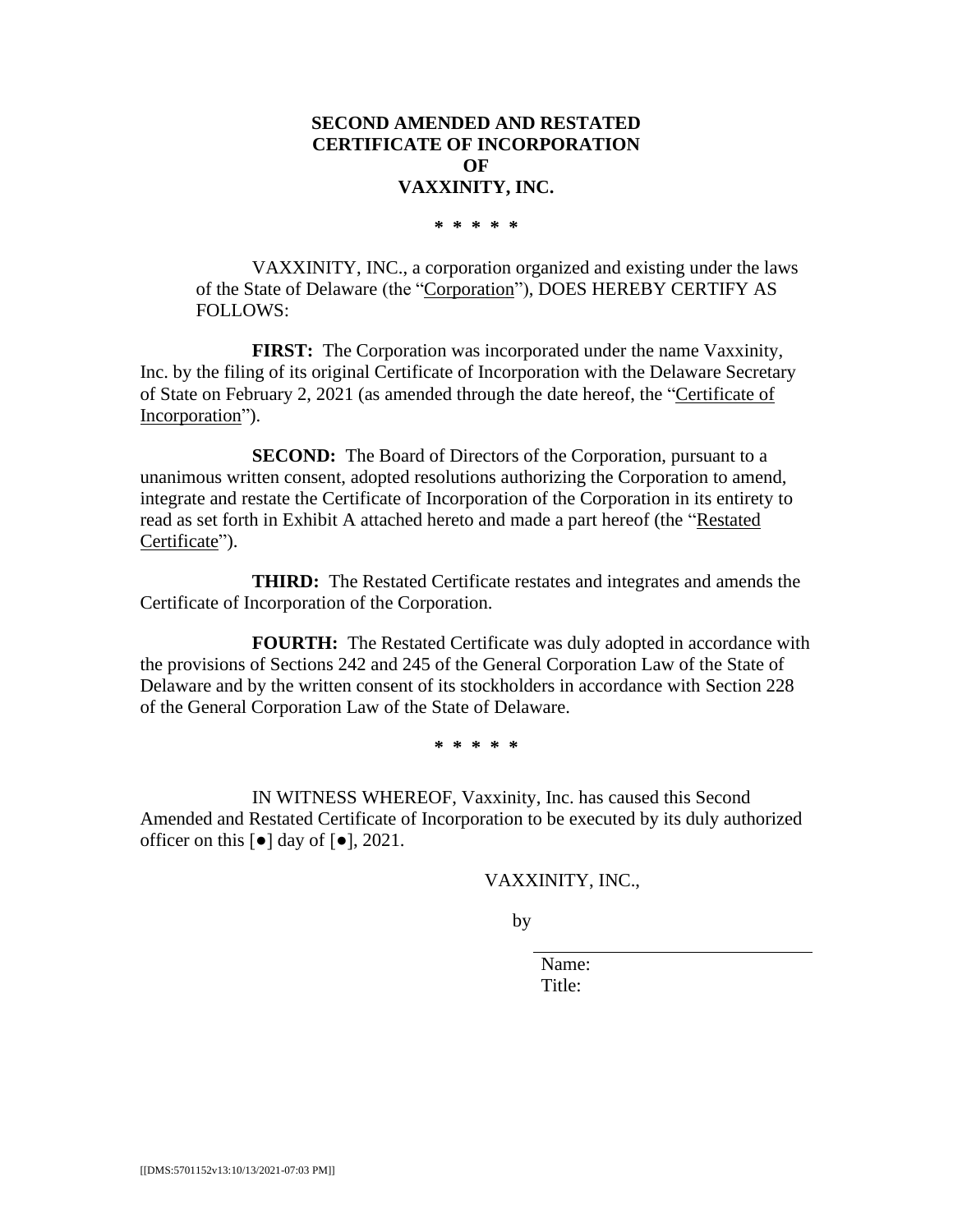# SECOND AMENDED AND RESTATED CERTIFICATE OF INCORPORATION OF VAXXINITY, INC.

\* \* \* \* \*

VAXXINITY, INC., a corporation organized and existing under the laws of the State of Delaware (the "Corporation"), DOES HEREBY CERTIFY AS FOLLOWS:

**FIRST:** The Corporation was incorporated under the name Vaxxinity, Inc. by the filing of its original Certificate of Incorporation with the Delaware Secretary of State on February 2, 2021 (as amended through the date hereof, the "Certificate of Incorporation").

**SECOND:** The Board of Directors of the Corporation, pursuant to a unanimous written consent, adopted resolutions authorizing the Corporation to amend, integrate and restate the Certificate of Incorporation of the Corporation in its entirety to read as set forth in Exhibit A attached hereto and made a part hereof (the "Restated Certificate").

**THIRD:** The Restated Certificate restates and integrates and amends the Certificate of Incorporation of the Corporation.

**FOURTH:** The Restated Certificate was duly adopted in accordance with the provisions of Sections 242 and 245 of the General Corporation Law of the State of Delaware and by the written consent of its stockholders in accordance with Section 228 of the General Corporation Law of the State of Delaware.

\* \* \* \* \*

IN WITNESS WHEREOF, Vaxxinity, Inc. has caused this Second Amended and Restated Certificate of Incorporation to be executed by its duly authorized officer on this [●] day of [●], 2021.

VAXXINITY, INC.,

by

\_\_\_\_\_\_\_\_\_\_\_\_\_\_\_\_\_\_\_\_\_\_\_\_\_\_\_\_\_\_

Name:
Title:

[[DMS:5701152v13:10/13/2021-07:03 PM]]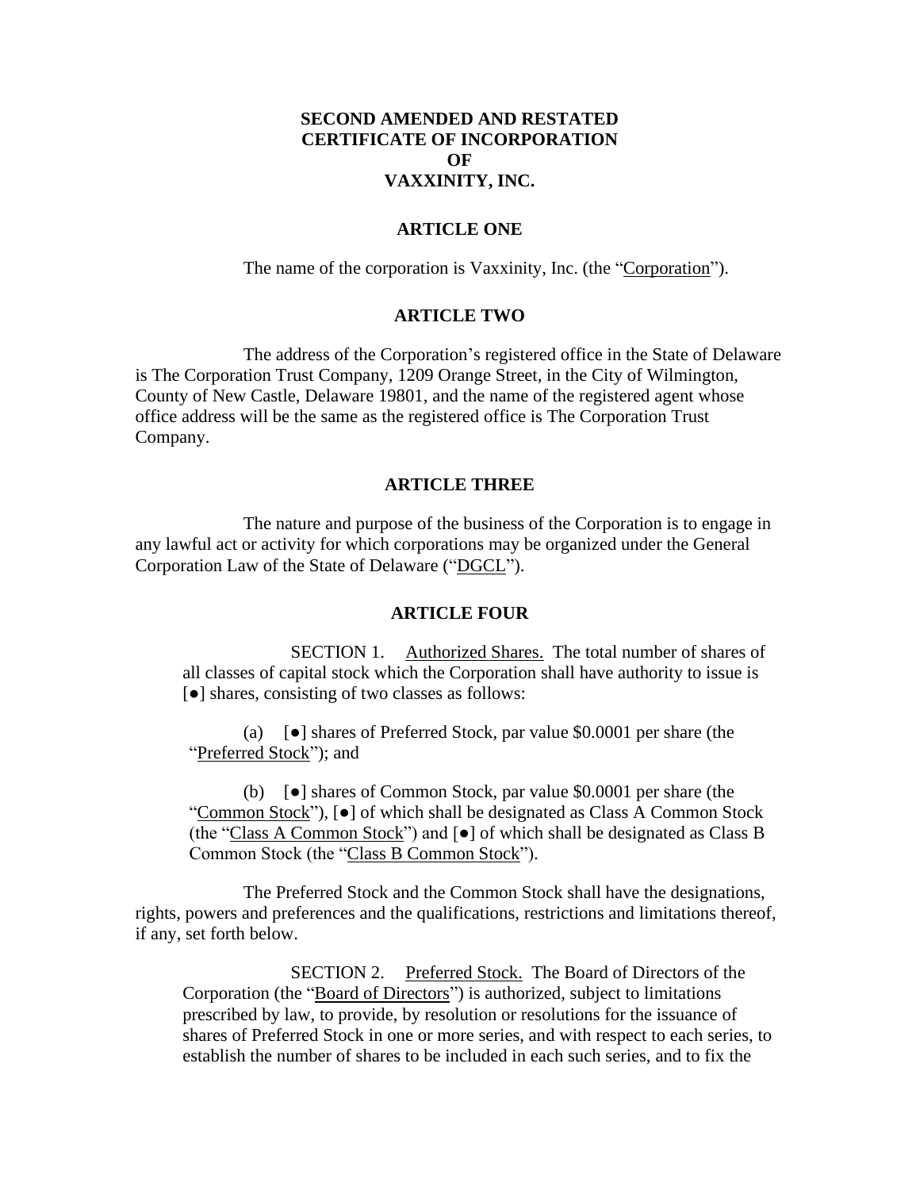**SECOND AMENDED AND RESTATED**
**CERTIFICATE OF INCORPORATION**
**OF**
**VAXXINITY, INC.**

**ARTICLE ONE**

The name of the corporation is Vaxxinity, Inc. (the "Corporation").

**ARTICLE TWO**

The address of the Corporation's registered office in the State of Delaware is The Corporation Trust Company, 1209 Orange Street, in the City of Wilmington, County of New Castle, Delaware 19801, and the name of the registered agent whose office address will be the same as the registered office is The Corporation Trust Company.

**ARTICLE THREE**

The nature and purpose of the business of the Corporation is to engage in any lawful act or activity for which corporations may be organized under the General Corporation Law of the State of Delaware ("DGCL").

**ARTICLE FOUR**

SECTION 1. Authorized Shares. The total number of shares of all classes of capital stock which the Corporation shall have authority to issue is [●] shares, consisting of two classes as follows:

(a) [●] shares of Preferred Stock, par value $0.0001 per share (the "Preferred Stock"); and

(b) [●] shares of Common Stock, par value $0.0001 per share (the "Common Stock"), [●] of which shall be designated as Class A Common Stock (the "Class A Common Stock") and [●] of which shall be designated as Class B Common Stock (the "Class B Common Stock").

The Preferred Stock and the Common Stock shall have the designations, rights, powers and preferences and the qualifications, restrictions and limitations thereof, if any, set forth below.

SECTION 2. Preferred Stock. The Board of Directors of the Corporation (the "Board of Directors") is authorized, subject to limitations prescribed by law, to provide, by resolution or resolutions for the issuance of shares of Preferred Stock in one or more series, and with respect to each series, to establish the number of shares to be included in each such series, and to fix the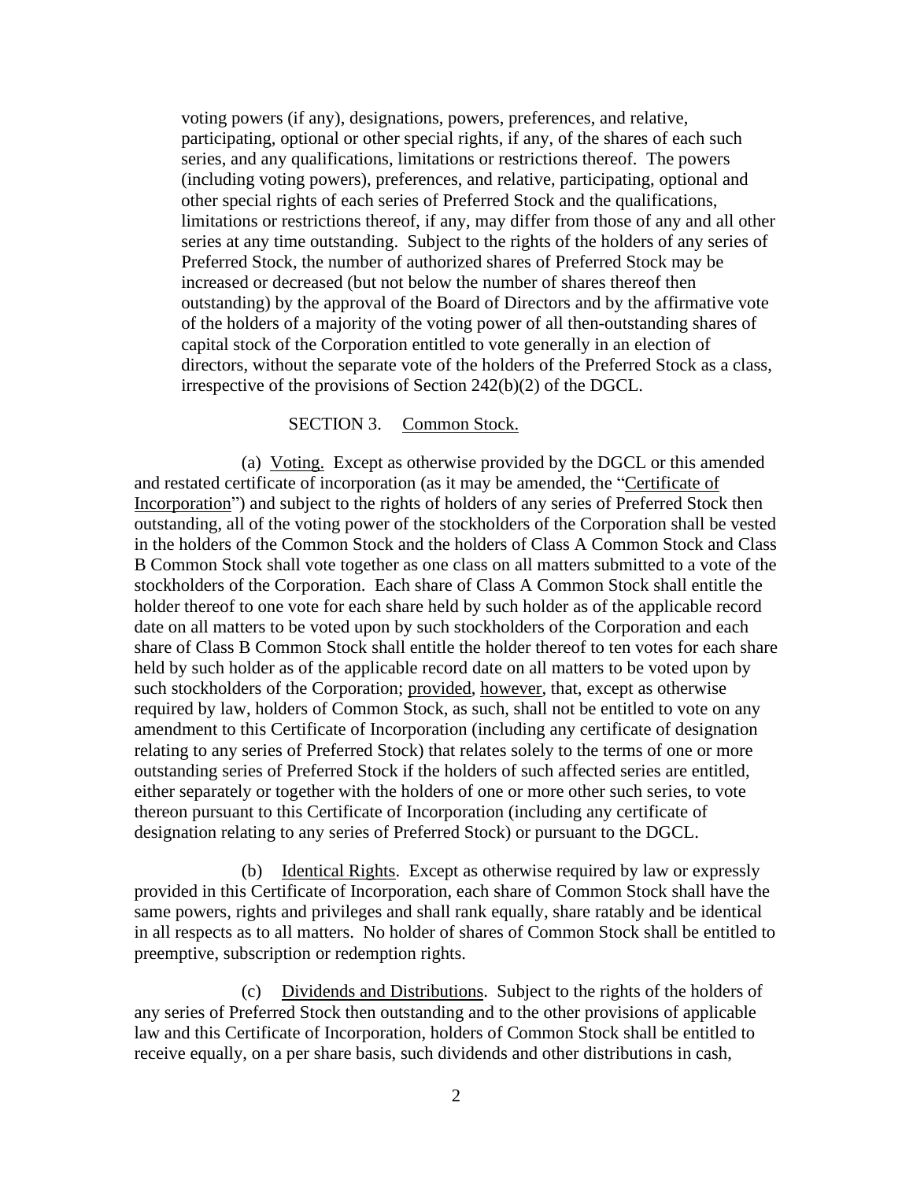voting powers (if any), designations, powers, preferences, and relative, participating, optional or other special rights, if any, of the shares of each such series, and any qualifications, limitations or restrictions thereof. The powers (including voting powers), preferences, and relative, participating, optional and other special rights of each series of Preferred Stock and the qualifications, limitations or restrictions thereof, if any, may differ from those of any and all other series at any time outstanding. Subject to the rights of the holders of any series of Preferred Stock, the number of authorized shares of Preferred Stock may be increased or decreased (but not below the number of shares thereof then outstanding) by the approval of the Board of Directors and by the affirmative vote of the holders of a majority of the voting power of all then-outstanding shares of capital stock of the Corporation entitled to vote generally in an election of directors, without the separate vote of the holders of the Preferred Stock as a class, irrespective of the provisions of Section 242(b)(2) of the DGCL.

SECTION 3. Common Stock.

(a) Voting. Except as otherwise provided by the DGCL or this amended and restated certificate of incorporation (as it may be amended, the "Certificate of Incorporation") and subject to the rights of holders of any series of Preferred Stock then outstanding, all of the voting power of the stockholders of the Corporation shall be vested in the holders of the Common Stock and the holders of Class A Common Stock and Class B Common Stock shall vote together as one class on all matters submitted to a vote of the stockholders of the Corporation. Each share of Class A Common Stock shall entitle the holder thereof to one vote for each share held by such holder as of the applicable record date on all matters to be voted upon by such stockholders of the Corporation and each share of Class B Common Stock shall entitle the holder thereof to ten votes for each share held by such holder as of the applicable record date on all matters to be voted upon by such stockholders of the Corporation; provided, however, that, except as otherwise required by law, holders of Common Stock, as such, shall not be entitled to vote on any amendment to this Certificate of Incorporation (including any certificate of designation relating to any series of Preferred Stock) that relates solely to the terms of one or more outstanding series of Preferred Stock if the holders of such affected series are entitled, either separately or together with the holders of one or more other such series, to vote thereon pursuant to this Certificate of Incorporation (including any certificate of designation relating to any series of Preferred Stock) or pursuant to the DGCL.

(b) Identical Rights. Except as otherwise required by law or expressly provided in this Certificate of Incorporation, each share of Common Stock shall have the same powers, rights and privileges and shall rank equally, share ratably and be identical in all respects as to all matters. No holder of shares of Common Stock shall be entitled to preemptive, subscription or redemption rights.

(c) Dividends and Distributions. Subject to the rights of the holders of any series of Preferred Stock then outstanding and to the other provisions of applicable law and this Certificate of Incorporation, holders of Common Stock shall be entitled to receive equally, on a per share basis, such dividends and other distributions in cash,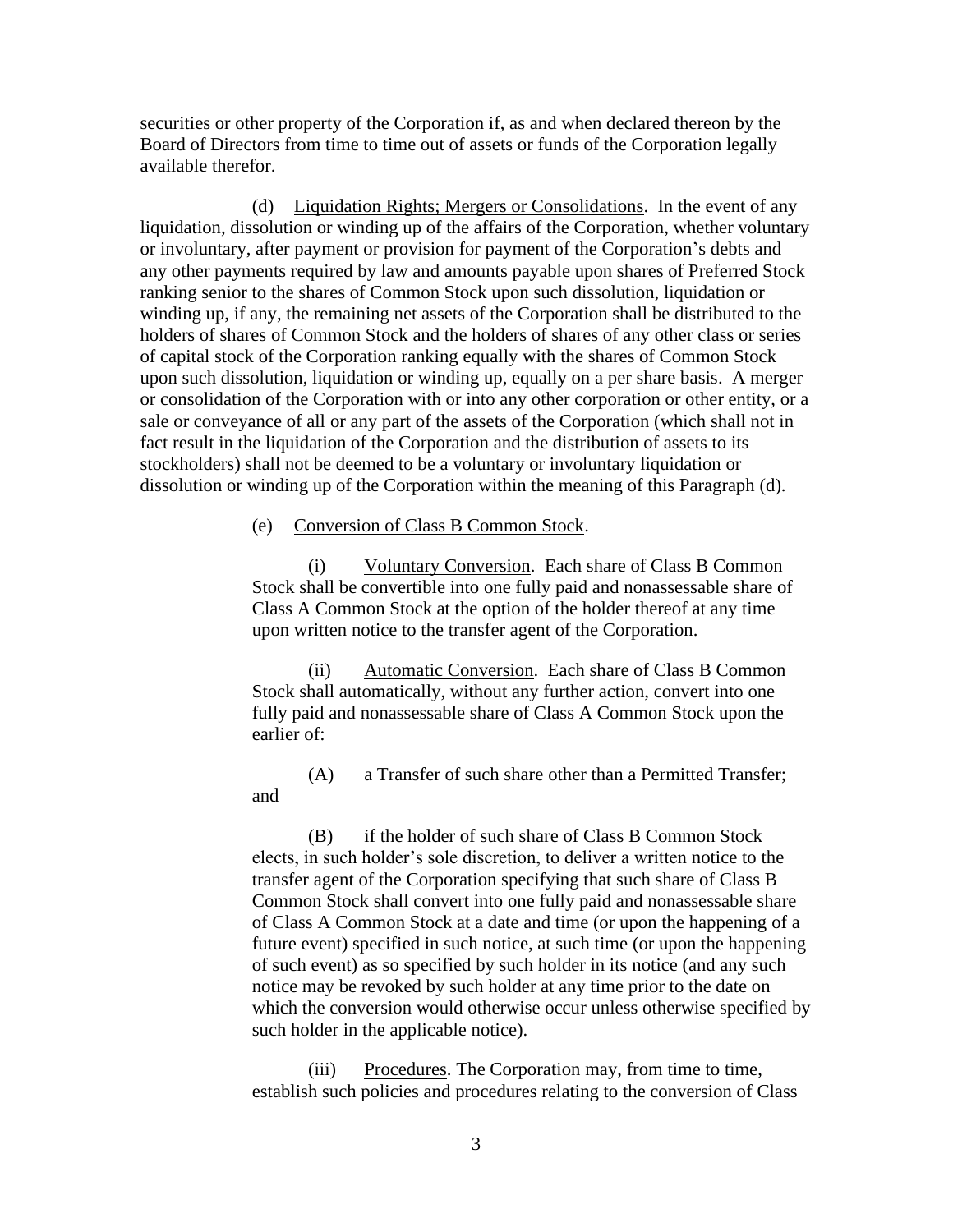securities or other property of the Corporation if, as and when declared thereon by the Board of Directors from time to time out of assets or funds of the Corporation legally available therefor.

(d) Liquidation Rights; Mergers or Consolidations. In the event of any liquidation, dissolution or winding up of the affairs of the Corporation, whether voluntary or involuntary, after payment or provision for payment of the Corporation's debts and any other payments required by law and amounts payable upon shares of Preferred Stock ranking senior to the shares of Common Stock upon such dissolution, liquidation or winding up, if any, the remaining net assets of the Corporation shall be distributed to the holders of shares of Common Stock and the holders of shares of any other class or series of capital stock of the Corporation ranking equally with the shares of Common Stock upon such dissolution, liquidation or winding up, equally on a per share basis. A merger or consolidation of the Corporation with or into any other corporation or other entity, or a sale or conveyance of all or any part of the assets of the Corporation (which shall not in fact result in the liquidation of the Corporation and the distribution of assets to its stockholders) shall not be deemed to be a voluntary or involuntary liquidation or dissolution or winding up of the Corporation within the meaning of this Paragraph (d).

(e) Conversion of Class B Common Stock.

(i) Voluntary Conversion. Each share of Class B Common Stock shall be convertible into one fully paid and nonassessable share of Class A Common Stock at the option of the holder thereof at any time upon written notice to the transfer agent of the Corporation.

(ii) Automatic Conversion. Each share of Class B Common Stock shall automatically, without any further action, convert into one fully paid and nonassessable share of Class A Common Stock upon the earlier of:

(A) a Transfer of such share other than a Permitted Transfer; and

(B) if the holder of such share of Class B Common Stock elects, in such holder's sole discretion, to deliver a written notice to the transfer agent of the Corporation specifying that such share of Class B Common Stock shall convert into one fully paid and nonassessable share of Class A Common Stock at a date and time (or upon the happening of a future event) specified in such notice, at such time (or upon the happening of such event) as so specified by such holder in its notice (and any such notice may be revoked by such holder at any time prior to the date on which the conversion would otherwise occur unless otherwise specified by such holder in the applicable notice).

(iii) Procedures. The Corporation may, from time to time, establish such policies and procedures relating to the conversion of Class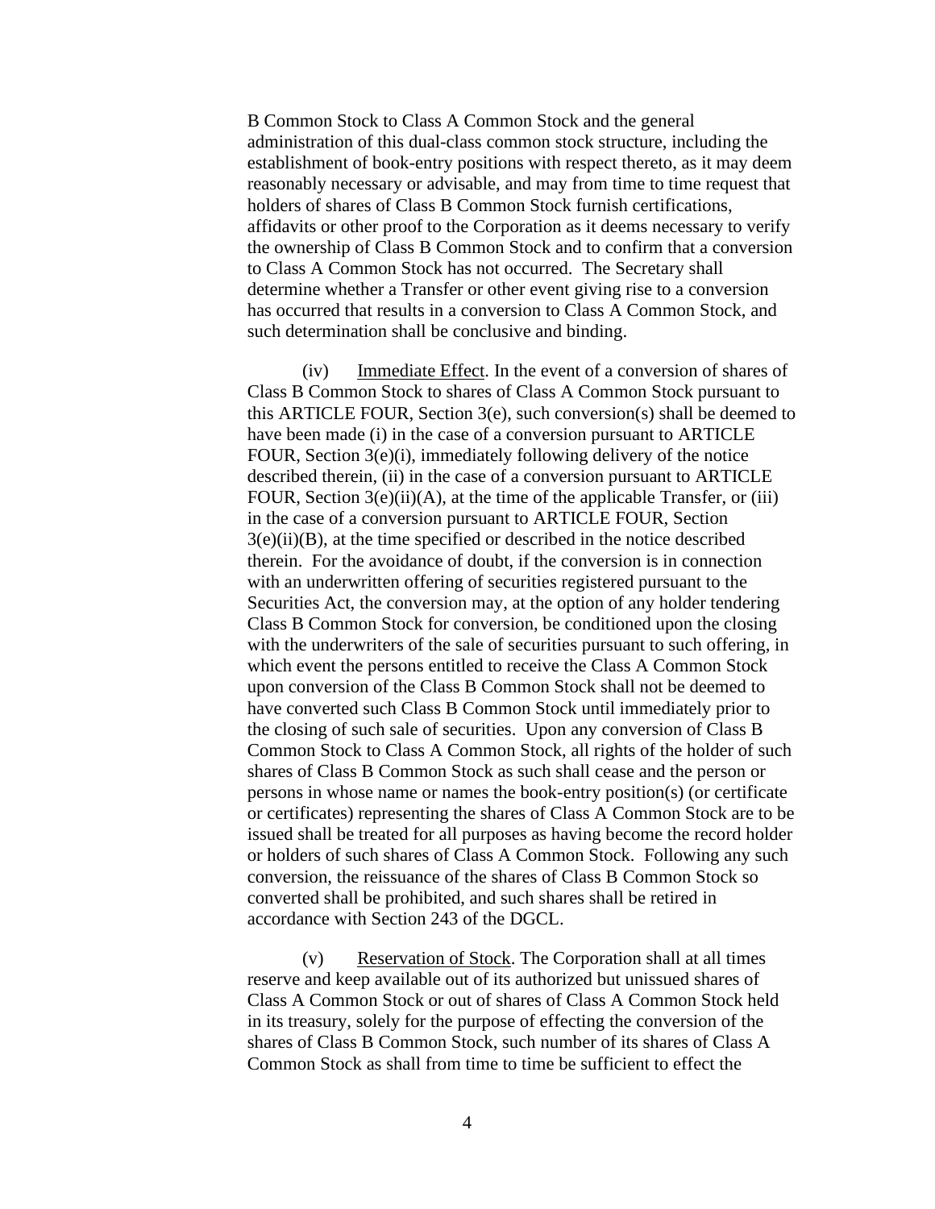B Common Stock to Class A Common Stock and the general administration of this dual-class common stock structure, including the establishment of book-entry positions with respect thereto, as it may deem reasonably necessary or advisable, and may from time to time request that holders of shares of Class B Common Stock furnish certifications, affidavits or other proof to the Corporation as it deems necessary to verify the ownership of Class B Common Stock and to confirm that a conversion to Class A Common Stock has not occurred. The Secretary shall determine whether a Transfer or other event giving rise to a conversion has occurred that results in a conversion to Class A Common Stock, and such determination shall be conclusive and binding.

(iv) Immediate Effect. In the event of a conversion of shares of Class B Common Stock to shares of Class A Common Stock pursuant to this ARTICLE FOUR, Section 3(e), such conversion(s) shall be deemed to have been made (i) in the case of a conversion pursuant to ARTICLE FOUR, Section 3(e)(i), immediately following delivery of the notice described therein, (ii) in the case of a conversion pursuant to ARTICLE FOUR, Section 3(e)(ii)(A), at the time of the applicable Transfer, or (iii) in the case of a conversion pursuant to ARTICLE FOUR, Section 3(e)(ii)(B), at the time specified or described in the notice described therein. For the avoidance of doubt, if the conversion is in connection with an underwritten offering of securities registered pursuant to the Securities Act, the conversion may, at the option of any holder tendering Class B Common Stock for conversion, be conditioned upon the closing with the underwriters of the sale of securities pursuant to such offering, in which event the persons entitled to receive the Class A Common Stock upon conversion of the Class B Common Stock shall not be deemed to have converted such Class B Common Stock until immediately prior to the closing of such sale of securities. Upon any conversion of Class B Common Stock to Class A Common Stock, all rights of the holder of such shares of Class B Common Stock as such shall cease and the person or persons in whose name or names the book-entry position(s) (or certificate or certificates) representing the shares of Class A Common Stock are to be issued shall be treated for all purposes as having become the record holder or holders of such shares of Class A Common Stock. Following any such conversion, the reissuance of the shares of Class B Common Stock so converted shall be prohibited, and such shares shall be retired in accordance with Section 243 of the DGCL.

(v) Reservation of Stock. The Corporation shall at all times reserve and keep available out of its authorized but unissued shares of Class A Common Stock or out of shares of Class A Common Stock held in its treasury, solely for the purpose of effecting the conversion of the shares of Class B Common Stock, such number of its shares of Class A Common Stock as shall from time to time be sufficient to effect the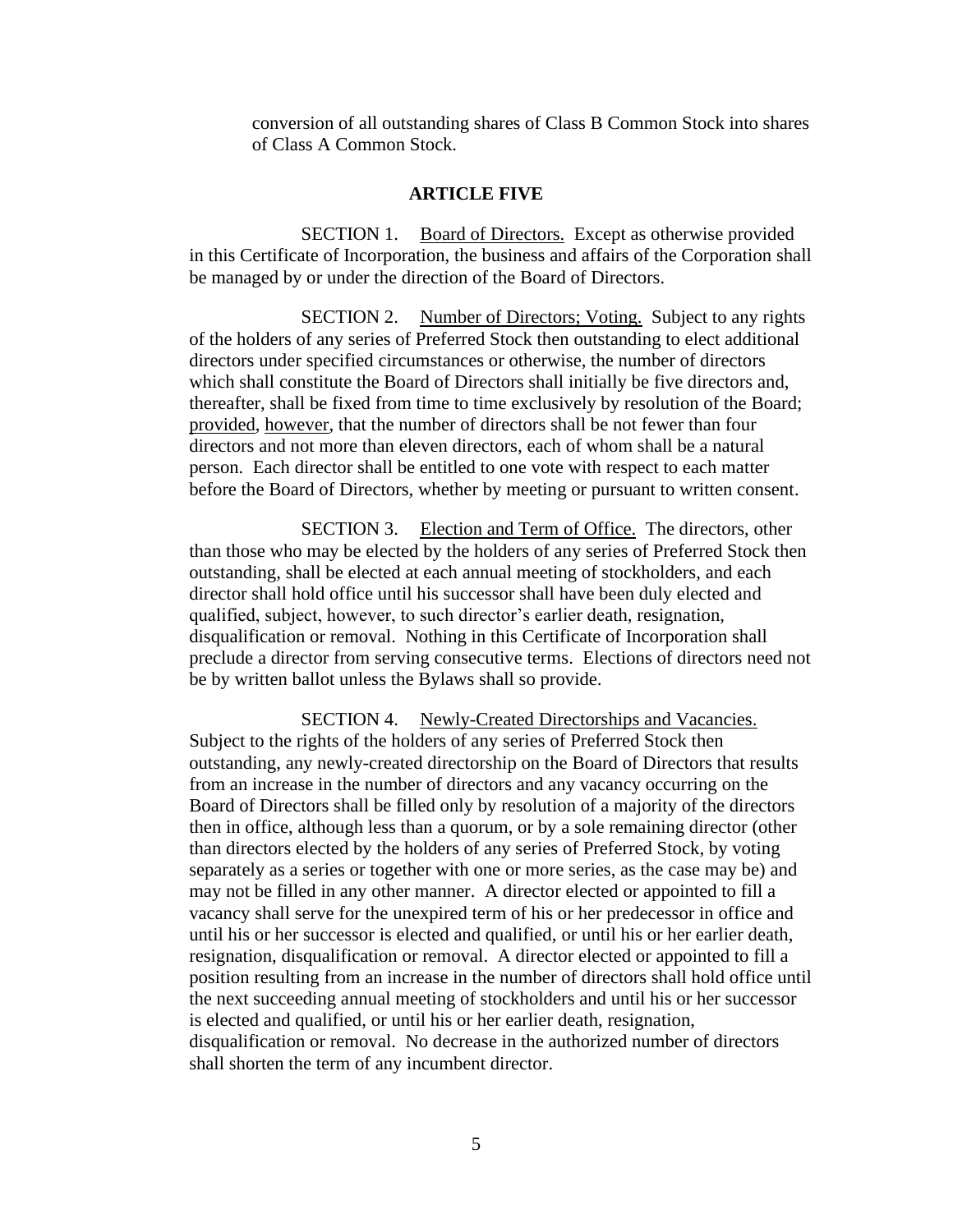conversion of all outstanding shares of Class B Common Stock into shares of Class A Common Stock.

## ARTICLE FIVE

SECTION 1. Board of Directors. Except as otherwise provided in this Certificate of Incorporation, the business and affairs of the Corporation shall be managed by or under the direction of the Board of Directors.

SECTION 2. Number of Directors; Voting. Subject to any rights of the holders of any series of Preferred Stock then outstanding to elect additional directors under specified circumstances or otherwise, the number of directors which shall constitute the Board of Directors shall initially be five directors and, thereafter, shall be fixed from time to time exclusively by resolution of the Board; provided, however, that the number of directors shall be not fewer than four directors and not more than eleven directors, each of whom shall be a natural person. Each director shall be entitled to one vote with respect to each matter before the Board of Directors, whether by meeting or pursuant to written consent.

SECTION 3. Election and Term of Office. The directors, other than those who may be elected by the holders of any series of Preferred Stock then outstanding, shall be elected at each annual meeting of stockholders, and each director shall hold office until his successor shall have been duly elected and qualified, subject, however, to such director's earlier death, resignation, disqualification or removal. Nothing in this Certificate of Incorporation shall preclude a director from serving consecutive terms. Elections of directors need not be by written ballot unless the Bylaws shall so provide.

SECTION 4. Newly-Created Directorships and Vacancies. Subject to the rights of the holders of any series of Preferred Stock then outstanding, any newly-created directorship on the Board of Directors that results from an increase in the number of directors and any vacancy occurring on the Board of Directors shall be filled only by resolution of a majority of the directors then in office, although less than a quorum, or by a sole remaining director (other than directors elected by the holders of any series of Preferred Stock, by voting separately as a series or together with one or more series, as the case may be) and may not be filled in any other manner. A director elected or appointed to fill a vacancy shall serve for the unexpired term of his or her predecessor in office and until his or her successor is elected and qualified, or until his or her earlier death, resignation, disqualification or removal. A director elected or appointed to fill a position resulting from an increase in the number of directors shall hold office until the next succeeding annual meeting of stockholders and until his or her successor is elected and qualified, or until his or her earlier death, resignation, disqualification or removal. No decrease in the authorized number of directors shall shorten the term of any incumbent director.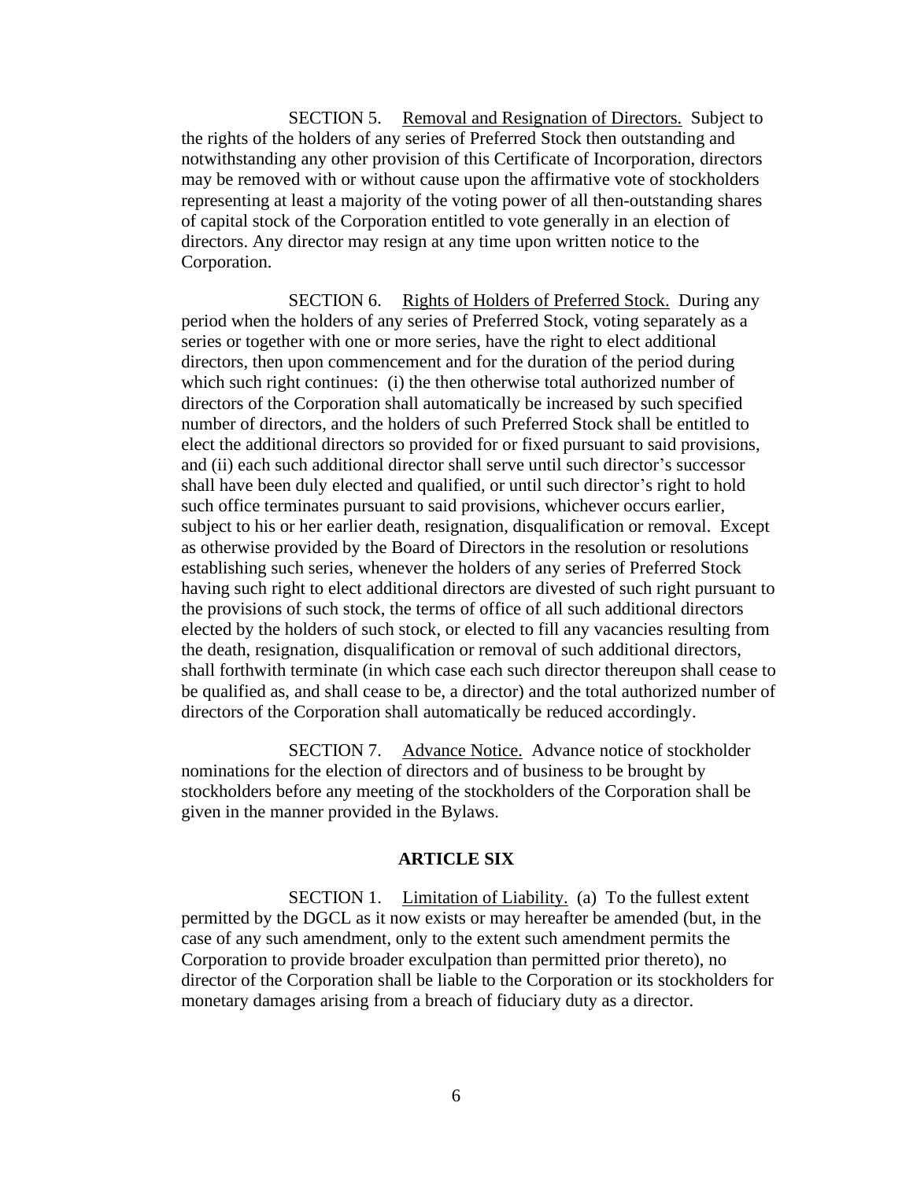SECTION 5. Removal and Resignation of Directors. Subject to the rights of the holders of any series of Preferred Stock then outstanding and notwithstanding any other provision of this Certificate of Incorporation, directors may be removed with or without cause upon the affirmative vote of stockholders representing at least a majority of the voting power of all then-outstanding shares of capital stock of the Corporation entitled to vote generally in an election of directors. Any director may resign at any time upon written notice to the Corporation.

SECTION 6. Rights of Holders of Preferred Stock. During any period when the holders of any series of Preferred Stock, voting separately as a series or together with one or more series, have the right to elect additional directors, then upon commencement and for the duration of the period during which such right continues: (i) the then otherwise total authorized number of directors of the Corporation shall automatically be increased by such specified number of directors, and the holders of such Preferred Stock shall be entitled to elect the additional directors so provided for or fixed pursuant to said provisions, and (ii) each such additional director shall serve until such director's successor shall have been duly elected and qualified, or until such director's right to hold such office terminates pursuant to said provisions, whichever occurs earlier, subject to his or her earlier death, resignation, disqualification or removal. Except as otherwise provided by the Board of Directors in the resolution or resolutions establishing such series, whenever the holders of any series of Preferred Stock having such right to elect additional directors are divested of such right pursuant to the provisions of such stock, the terms of office of all such additional directors elected by the holders of such stock, or elected to fill any vacancies resulting from the death, resignation, disqualification or removal of such additional directors, shall forthwith terminate (in which case each such director thereupon shall cease to be qualified as, and shall cease to be, a director) and the total authorized number of directors of the Corporation shall automatically be reduced accordingly.

SECTION 7. Advance Notice. Advance notice of stockholder nominations for the election of directors and of business to be brought by stockholders before any meeting of the stockholders of the Corporation shall be given in the manner provided in the Bylaws.

## ARTICLE SIX

SECTION 1. Limitation of Liability. (a) To the fullest extent permitted by the DGCL as it now exists or may hereafter be amended (but, in the case of any such amendment, only to the extent such amendment permits the Corporation to provide broader exculpation than permitted prior thereto), no director of the Corporation shall be liable to the Corporation or its stockholders for monetary damages arising from a breach of fiduciary duty as a director.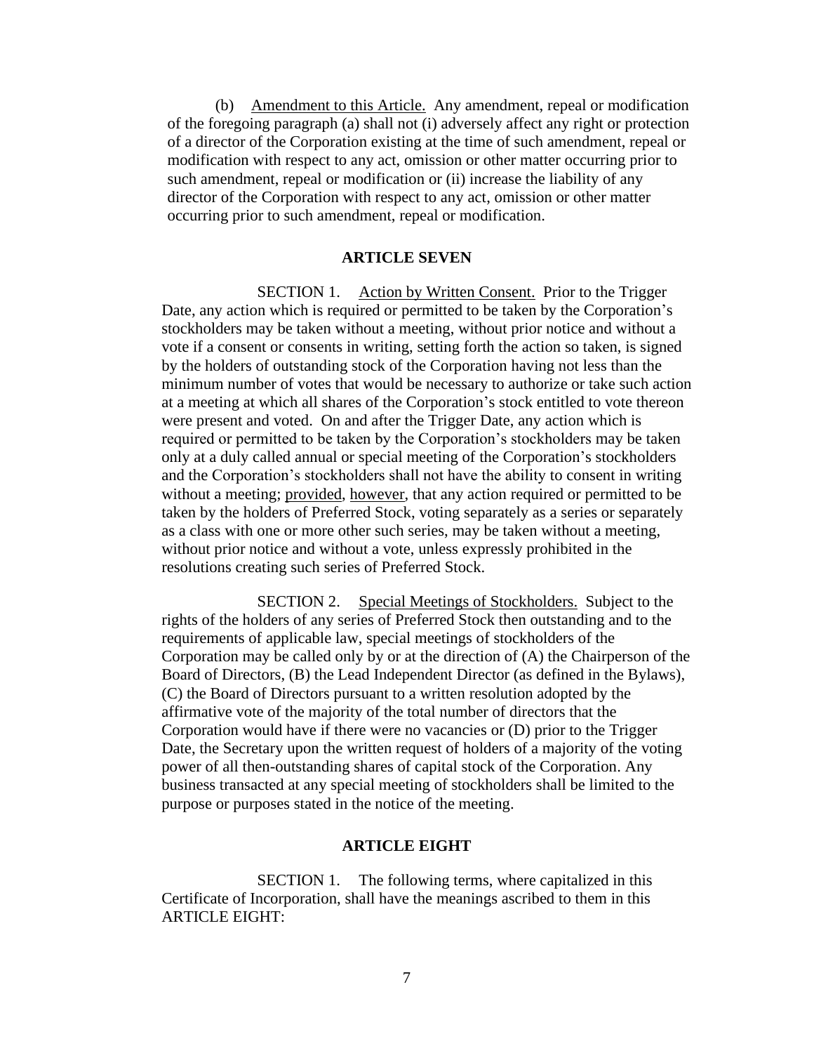(b) Amendment to this Article. Any amendment, repeal or modification of the foregoing paragraph (a) shall not (i) adversely affect any right or protection of a director of the Corporation existing at the time of such amendment, repeal or modification with respect to any act, omission or other matter occurring prior to such amendment, repeal or modification or (ii) increase the liability of any director of the Corporation with respect to any act, omission or other matter occurring prior to such amendment, repeal or modification.

## ARTICLE SEVEN

SECTION 1. Action by Written Consent. Prior to the Trigger Date, any action which is required or permitted to be taken by the Corporation's stockholders may be taken without a meeting, without prior notice and without a vote if a consent or consents in writing, setting forth the action so taken, is signed by the holders of outstanding stock of the Corporation having not less than the minimum number of votes that would be necessary to authorize or take such action at a meeting at which all shares of the Corporation's stock entitled to vote thereon were present and voted. On and after the Trigger Date, any action which is required or permitted to be taken by the Corporation's stockholders may be taken only at a duly called annual or special meeting of the Corporation's stockholders and the Corporation's stockholders shall not have the ability to consent in writing without a meeting; provided, however, that any action required or permitted to be taken by the holders of Preferred Stock, voting separately as a series or separately as a class with one or more other such series, may be taken without a meeting, without prior notice and without a vote, unless expressly prohibited in the resolutions creating such series of Preferred Stock.

SECTION 2. Special Meetings of Stockholders. Subject to the rights of the holders of any series of Preferred Stock then outstanding and to the requirements of applicable law, special meetings of stockholders of the Corporation may be called only by or at the direction of (A) the Chairperson of the Board of Directors, (B) the Lead Independent Director (as defined in the Bylaws), (C) the Board of Directors pursuant to a written resolution adopted by the affirmative vote of the majority of the total number of directors that the Corporation would have if there were no vacancies or (D) prior to the Trigger Date, the Secretary upon the written request of holders of a majority of the voting power of all then-outstanding shares of capital stock of the Corporation. Any business transacted at any special meeting of stockholders shall be limited to the purpose or purposes stated in the notice of the meeting.

## ARTICLE EIGHT

SECTION 1. The following terms, where capitalized in this Certificate of Incorporation, shall have the meanings ascribed to them in this ARTICLE EIGHT: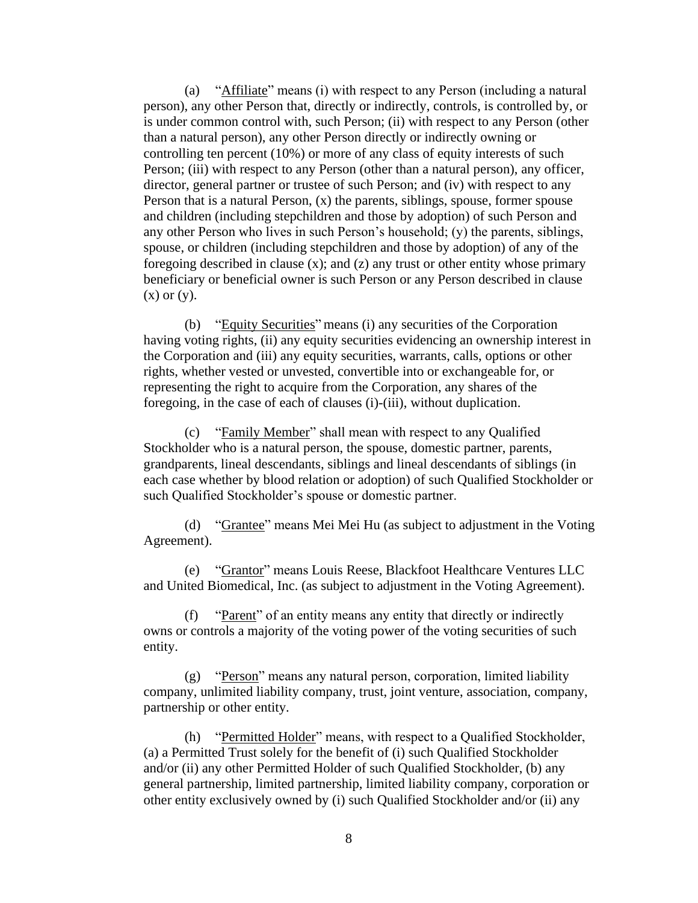(a) "Affiliate" means (i) with respect to any Person (including a natural person), any other Person that, directly or indirectly, controls, is controlled by, or is under common control with, such Person; (ii) with respect to any Person (other than a natural person), any other Person directly or indirectly owning or controlling ten percent (10%) or more of any class of equity interests of such Person; (iii) with respect to any Person (other than a natural person), any officer, director, general partner or trustee of such Person; and (iv) with respect to any Person that is a natural Person, (x) the parents, siblings, spouse, former spouse and children (including stepchildren and those by adoption) of such Person and any other Person who lives in such Person's household; (y) the parents, siblings, spouse, or children (including stepchildren and those by adoption) of any of the foregoing described in clause (x); and (z) any trust or other entity whose primary beneficiary or beneficial owner is such Person or any Person described in clause (x) or (y).

(b) "Equity Securities" means (i) any securities of the Corporation having voting rights, (ii) any equity securities evidencing an ownership interest in the Corporation and (iii) any equity securities, warrants, calls, options or other rights, whether vested or unvested, convertible into or exchangeable for, or representing the right to acquire from the Corporation, any shares of the foregoing, in the case of each of clauses (i)-(iii), without duplication.

(c) "Family Member" shall mean with respect to any Qualified Stockholder who is a natural person, the spouse, domestic partner, parents, grandparents, lineal descendants, siblings and lineal descendants of siblings (in each case whether by blood relation or adoption) of such Qualified Stockholder or such Qualified Stockholder's spouse or domestic partner.

(d) "Grantee" means Mei Mei Hu (as subject to adjustment in the Voting Agreement).

(e) "Grantor" means Louis Reese, Blackfoot Healthcare Ventures LLC and United Biomedical, Inc. (as subject to adjustment in the Voting Agreement).

(f) "Parent" of an entity means any entity that directly or indirectly owns or controls a majority of the voting power of the voting securities of such entity.

(g) "Person" means any natural person, corporation, limited liability company, unlimited liability company, trust, joint venture, association, company, partnership or other entity.

(h) "Permitted Holder" means, with respect to a Qualified Stockholder, (a) a Permitted Trust solely for the benefit of (i) such Qualified Stockholder and/or (ii) any other Permitted Holder of such Qualified Stockholder, (b) any general partnership, limited partnership, limited liability company, corporation or other entity exclusively owned by (i) such Qualified Stockholder and/or (ii) any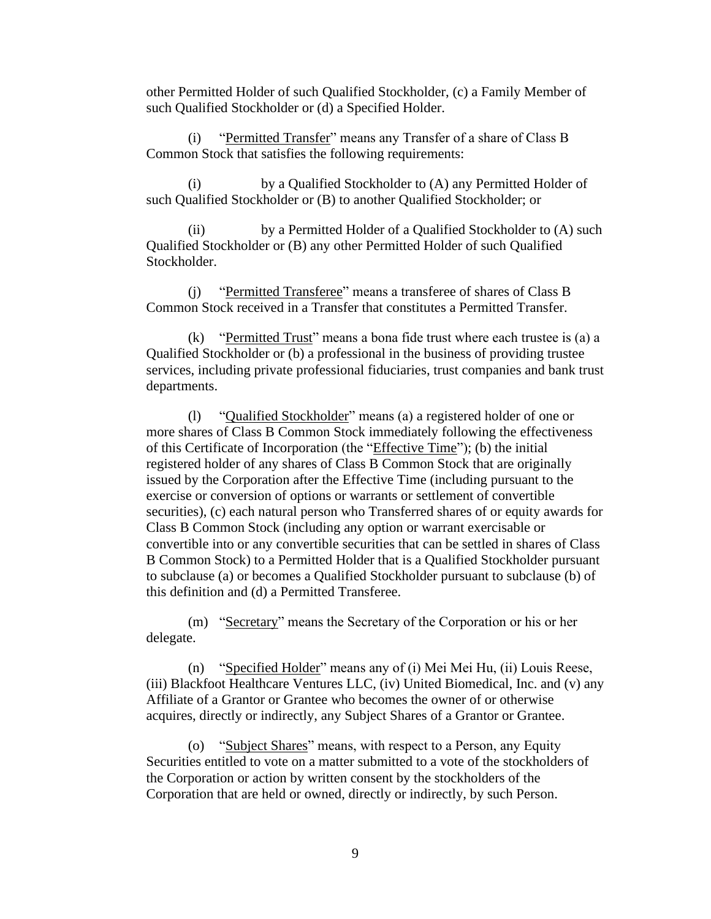other Permitted Holder of such Qualified Stockholder, (c) a Family Member of such Qualified Stockholder or (d) a Specified Holder.

(i) "Permitted Transfer" means any Transfer of a share of Class B Common Stock that satisfies the following requirements:

(i) by a Qualified Stockholder to (A) any Permitted Holder of such Qualified Stockholder or (B) to another Qualified Stockholder; or

(ii) by a Permitted Holder of a Qualified Stockholder to (A) such Qualified Stockholder or (B) any other Permitted Holder of such Qualified Stockholder.

(j) "Permitted Transferee" means a transferee of shares of Class B Common Stock received in a Transfer that constitutes a Permitted Transfer.

(k) "Permitted Trust" means a bona fide trust where each trustee is (a) a Qualified Stockholder or (b) a professional in the business of providing trustee services, including private professional fiduciaries, trust companies and bank trust departments.

(l) "Qualified Stockholder" means (a) a registered holder of one or more shares of Class B Common Stock immediately following the effectiveness of this Certificate of Incorporation (the "Effective Time"); (b) the initial registered holder of any shares of Class B Common Stock that are originally issued by the Corporation after the Effective Time (including pursuant to the exercise or conversion of options or warrants or settlement of convertible securities), (c) each natural person who Transferred shares of or equity awards for Class B Common Stock (including any option or warrant exercisable or convertible into or any convertible securities that can be settled in shares of Class B Common Stock) to a Permitted Holder that is a Qualified Stockholder pursuant to subclause (a) or becomes a Qualified Stockholder pursuant to subclause (b) of this definition and (d) a Permitted Transferee.

(m) "Secretary" means the Secretary of the Corporation or his or her delegate.

(n) "Specified Holder" means any of (i) Mei Mei Hu, (ii) Louis Reese, (iii) Blackfoot Healthcare Ventures LLC, (iv) United Biomedical, Inc. and (v) any Affiliate of a Grantor or Grantee who becomes the owner of or otherwise acquires, directly or indirectly, any Subject Shares of a Grantor or Grantee.

(o) "Subject Shares" means, with respect to a Person, any Equity Securities entitled to vote on a matter submitted to a vote of the stockholders of the Corporation or action by written consent by the stockholders of the Corporation that are held or owned, directly or indirectly, by such Person.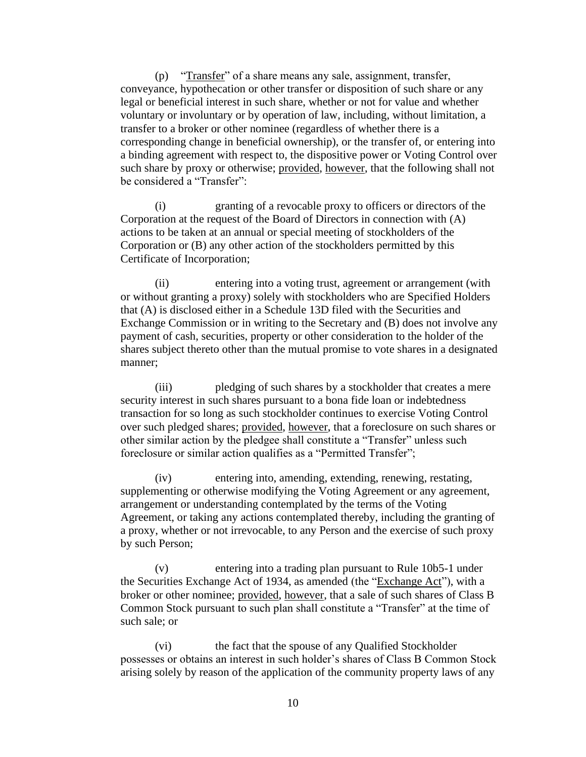(p) "Transfer" of a share means any sale, assignment, transfer, conveyance, hypothecation or other transfer or disposition of such share or any legal or beneficial interest in such share, whether or not for value and whether voluntary or involuntary or by operation of law, including, without limitation, a transfer to a broker or other nominee (regardless of whether there is a corresponding change in beneficial ownership), or the transfer of, or entering into a binding agreement with respect to, the dispositive power or Voting Control over such share by proxy or otherwise; provided, however, that the following shall not be considered a "Transfer":

(i) granting of a revocable proxy to officers or directors of the Corporation at the request of the Board of Directors in connection with (A) actions to be taken at an annual or special meeting of stockholders of the Corporation or (B) any other action of the stockholders permitted by this Certificate of Incorporation;

(ii) entering into a voting trust, agreement or arrangement (with or without granting a proxy) solely with stockholders who are Specified Holders that (A) is disclosed either in a Schedule 13D filed with the Securities and Exchange Commission or in writing to the Secretary and (B) does not involve any payment of cash, securities, property or other consideration to the holder of the shares subject thereto other than the mutual promise to vote shares in a designated manner;

(iii) pledging of such shares by a stockholder that creates a mere security interest in such shares pursuant to a bona fide loan or indebtedness transaction for so long as such stockholder continues to exercise Voting Control over such pledged shares; provided, however, that a foreclosure on such shares or other similar action by the pledgee shall constitute a "Transfer" unless such foreclosure or similar action qualifies as a "Permitted Transfer";

(iv) entering into, amending, extending, renewing, restating, supplementing or otherwise modifying the Voting Agreement or any agreement, arrangement or understanding contemplated by the terms of the Voting Agreement, or taking any actions contemplated thereby, including the granting of a proxy, whether or not irrevocable, to any Person and the exercise of such proxy by such Person;

(v) entering into a trading plan pursuant to Rule 10b5-1 under the Securities Exchange Act of 1934, as amended (the "Exchange Act"), with a broker or other nominee; provided, however, that a sale of such shares of Class B Common Stock pursuant to such plan shall constitute a "Transfer" at the time of such sale; or

(vi) the fact that the spouse of any Qualified Stockholder possesses or obtains an interest in such holder's shares of Class B Common Stock arising solely by reason of the application of the community property laws of any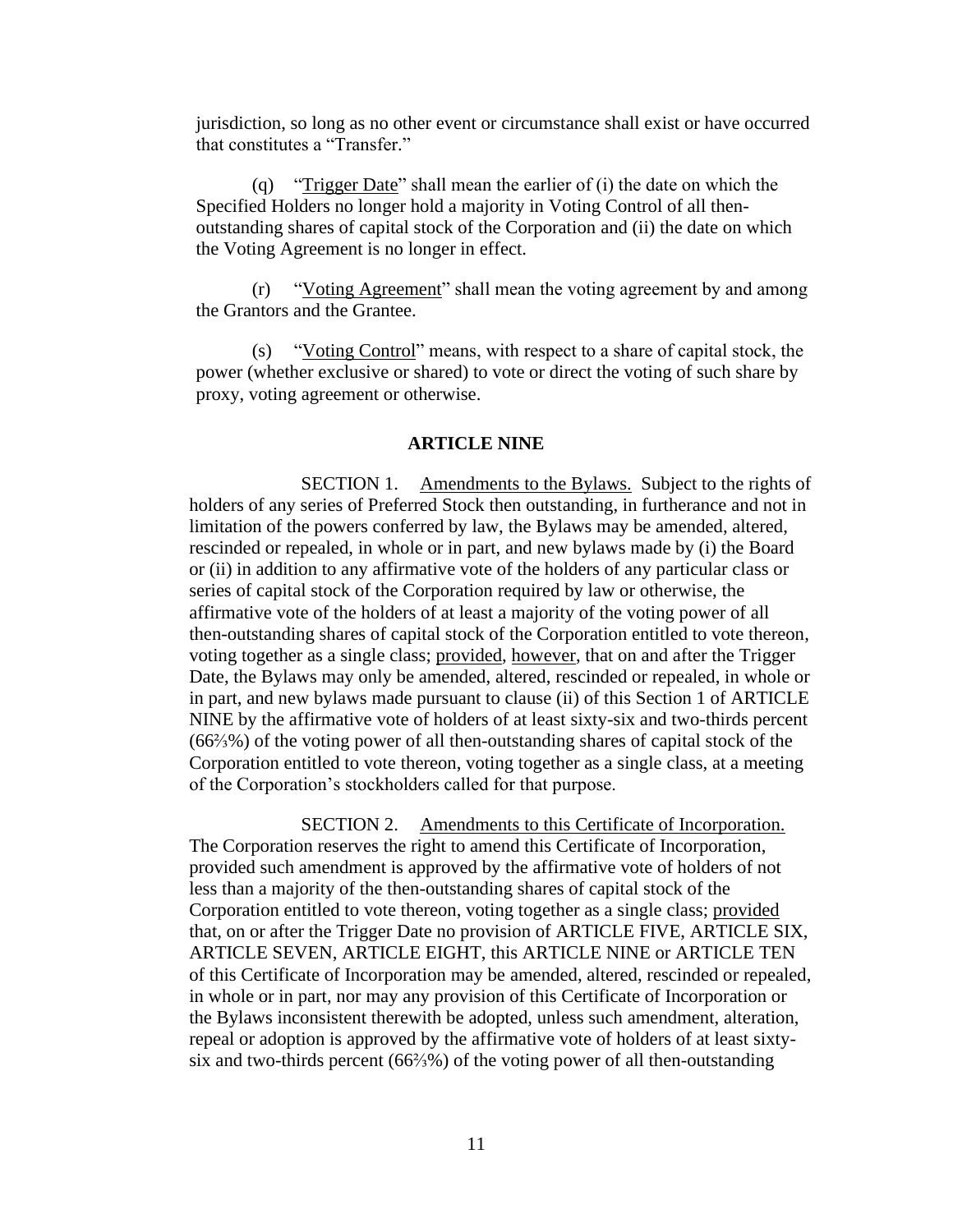jurisdiction, so long as no other event or circumstance shall exist or have occurred that constitutes a "Transfer."

(q) "Trigger Date" shall mean the earlier of (i) the date on which the Specified Holders no longer hold a majority in Voting Control of all then-outstanding shares of capital stock of the Corporation and (ii) the date on which the Voting Agreement is no longer in effect.

(r) "Voting Agreement" shall mean the voting agreement by and among the Grantors and the Grantee.

(s) "Voting Control" means, with respect to a share of capital stock, the power (whether exclusive or shared) to vote or direct the voting of such share by proxy, voting agreement or otherwise.

## ARTICLE NINE

SECTION 1. Amendments to the Bylaws. Subject to the rights of holders of any series of Preferred Stock then outstanding, in furtherance and not in limitation of the powers conferred by law, the Bylaws may be amended, altered, rescinded or repealed, in whole or in part, and new bylaws made by (i) the Board or (ii) in addition to any affirmative vote of the holders of any particular class or series of capital stock of the Corporation required by law or otherwise, the affirmative vote of the holders of at least a majority of the voting power of all then-outstanding shares of capital stock of the Corporation entitled to vote thereon, voting together as a single class; provided, however, that on and after the Trigger Date, the Bylaws may only be amended, altered, rescinded or repealed, in whole or in part, and new bylaws made pursuant to clause (ii) of this Section 1 of ARTICLE NINE by the affirmative vote of holders of at least sixty-six and two-thirds percent (66⅔%) of the voting power of all then-outstanding shares of capital stock of the Corporation entitled to vote thereon, voting together as a single class, at a meeting of the Corporation's stockholders called for that purpose.

SECTION 2. Amendments to this Certificate of Incorporation. The Corporation reserves the right to amend this Certificate of Incorporation, provided such amendment is approved by the affirmative vote of holders of not less than a majority of the then-outstanding shares of capital stock of the Corporation entitled to vote thereon, voting together as a single class; provided that, on or after the Trigger Date no provision of ARTICLE FIVE, ARTICLE SIX, ARTICLE SEVEN, ARTICLE EIGHT, this ARTICLE NINE or ARTICLE TEN of this Certificate of Incorporation may be amended, altered, rescinded or repealed, in whole or in part, nor may any provision of this Certificate of Incorporation or the Bylaws inconsistent therewith be adopted, unless such amendment, alteration, repeal or adoption is approved by the affirmative vote of holders of at least sixty-six and two-thirds percent (66⅔%) of the voting power of all then-outstanding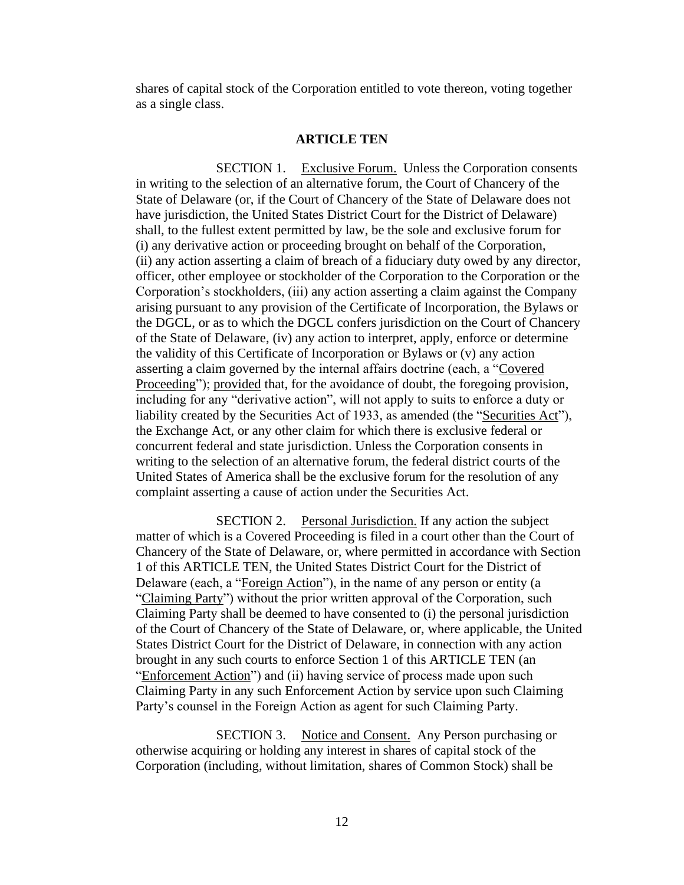shares of capital stock of the Corporation entitled to vote thereon, voting together as a single class.

## ARTICLE TEN

SECTION 1. Exclusive Forum. Unless the Corporation consents in writing to the selection of an alternative forum, the Court of Chancery of the State of Delaware (or, if the Court of Chancery of the State of Delaware does not have jurisdiction, the United States District Court for the District of Delaware) shall, to the fullest extent permitted by law, be the sole and exclusive forum for (i) any derivative action or proceeding brought on behalf of the Corporation, (ii) any action asserting a claim of breach of a fiduciary duty owed by any director, officer, other employee or stockholder of the Corporation to the Corporation or the Corporation's stockholders, (iii) any action asserting a claim against the Company arising pursuant to any provision of the Certificate of Incorporation, the Bylaws or the DGCL, or as to which the DGCL confers jurisdiction on the Court of Chancery of the State of Delaware, (iv) any action to interpret, apply, enforce or determine the validity of this Certificate of Incorporation or Bylaws or (v) any action asserting a claim governed by the internal affairs doctrine (each, a "Covered Proceeding"); provided that, for the avoidance of doubt, the foregoing provision, including for any "derivative action", will not apply to suits to enforce a duty or liability created by the Securities Act of 1933, as amended (the "Securities Act"), the Exchange Act, or any other claim for which there is exclusive federal or concurrent federal and state jurisdiction. Unless the Corporation consents in writing to the selection of an alternative forum, the federal district courts of the United States of America shall be the exclusive forum for the resolution of any complaint asserting a cause of action under the Securities Act.

SECTION 2. Personal Jurisdiction. If any action the subject matter of which is a Covered Proceeding is filed in a court other than the Court of Chancery of the State of Delaware, or, where permitted in accordance with Section 1 of this ARTICLE TEN, the United States District Court for the District of Delaware (each, a "Foreign Action"), in the name of any person or entity (a "Claiming Party") without the prior written approval of the Corporation, such Claiming Party shall be deemed to have consented to (i) the personal jurisdiction of the Court of Chancery of the State of Delaware, or, where applicable, the United States District Court for the District of Delaware, in connection with any action brought in any such courts to enforce Section 1 of this ARTICLE TEN (an "Enforcement Action") and (ii) having service of process made upon such Claiming Party in any such Enforcement Action by service upon such Claiming Party's counsel in the Foreign Action as agent for such Claiming Party.

SECTION 3. Notice and Consent. Any Person purchasing or otherwise acquiring or holding any interest in shares of capital stock of the Corporation (including, without limitation, shares of Common Stock) shall be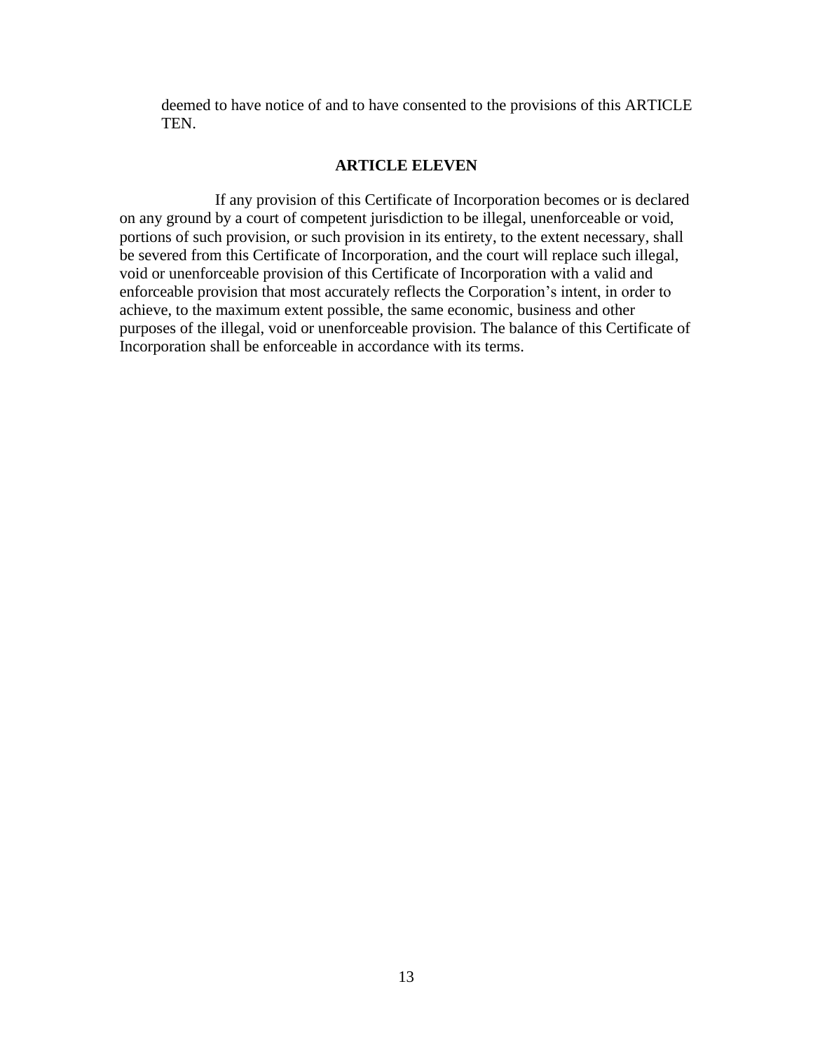deemed to have notice of and to have consented to the provisions of this ARTICLE TEN.

## ARTICLE ELEVEN

If any provision of this Certificate of Incorporation becomes or is declared on any ground by a court of competent jurisdiction to be illegal, unenforceable or void, portions of such provision, or such provision in its entirety, to the extent necessary, shall be severed from this Certificate of Incorporation, and the court will replace such illegal, void or unenforceable provision of this Certificate of Incorporation with a valid and enforceable provision that most accurately reflects the Corporation's intent, in order to achieve, to the maximum extent possible, the same economic, business and other purposes of the illegal, void or unenforceable provision. The balance of this Certificate of Incorporation shall be enforceable in accordance with its terms.